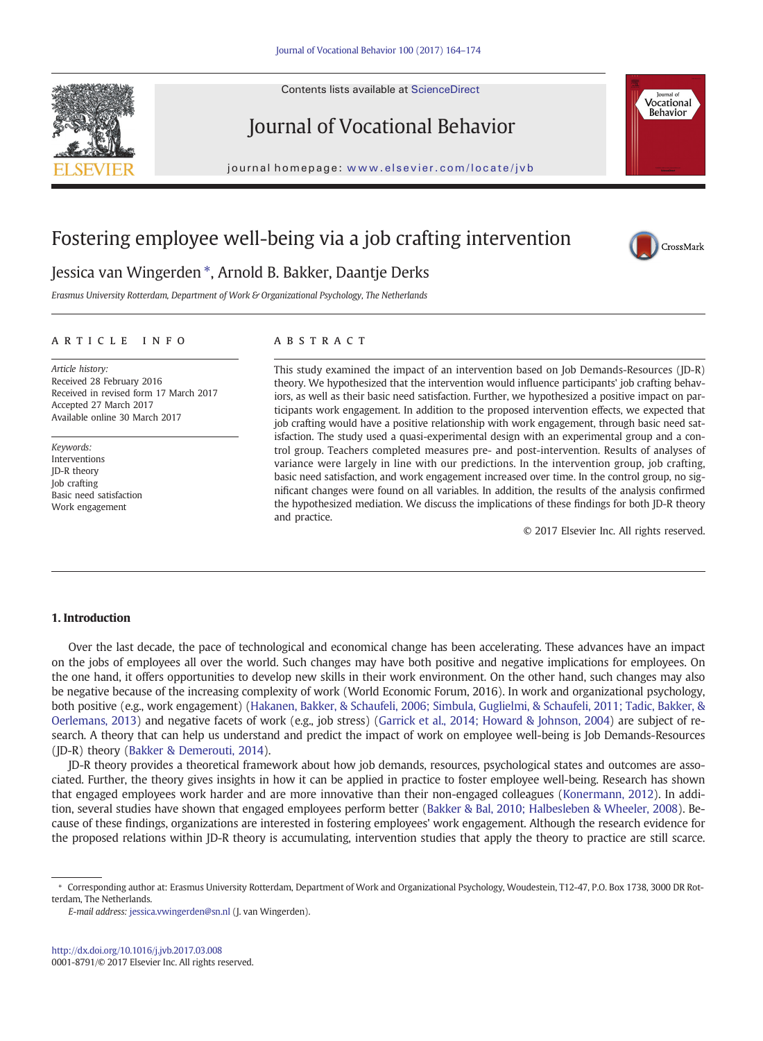# Fostering employee well-being via a job crafting intervention

Jessica van Wingerden *, Arnold B. Bakker, Daantje Derks

*Erasmus University Rotterdam, Department of Work & Organizational Psychology, The Netherlands*

## ARTICLE INFO

*Article history:*
Received 28 February 2016
Received in revised form 17 March 2017
Accepted 27 March 2017
Available online 30 March 2017

*Keywords:*
Interventions
JD-R theory
Job crafting
Basic need satisfaction
Work engagement

## ABSTRACT

This study examined the impact of an intervention based on Job Demands-Resources (JD-R) theory. We hypothesized that the intervention would influence participants' job crafting behaviors, as well as their basic need satisfaction. Further, we hypothesized a positive impact on participants work engagement. In addition to the proposed intervention effects, we expected that job crafting would have a positive relationship with work engagement, through basic need satisfaction. The study used a quasi-experimental design with an experimental group and a control group. Teachers completed measures pre- and post-intervention. Results of analyses of variance were largely in line with our predictions. In the intervention group, job crafting, basic need satisfaction, and work engagement increased over time. In the control group, no significant changes were found on all variables. In addition, the results of the analysis confirmed the hypothesized mediation. We discuss the implications of these findings for both JD-R theory and practice.

© 2017 Elsevier Inc. All rights reserved.

## 1. Introduction

Over the last decade, the pace of technological and economical change has been accelerating. These advances have an impact on the jobs of employees all over the world. Such changes may have both positive and negative implications for employees. On the one hand, it offers opportunities to develop new skills in their work environment. On the other hand, such changes may also be negative because of the increasing complexity of work (World Economic Forum, 2016). In work and organizational psychology, both positive (e.g., work engagement) (Hakanen, Bakker, & Schaufeli, 2006; Simbula, Guglielmi, & Schaufeli, 2011; Tadic, Bakker, & Oerlemans, 2013) and negative facets of work (e.g., job stress) (Garrick et al., 2014; Howard & Johnson, 2004) are subject of research. A theory that can help us understand and predict the impact of work on employee well-being is Job Demands-Resources (JD-R) theory (Bakker & Demerouti, 2014).

JD-R theory provides a theoretical framework about how job demands, resources, psychological states and outcomes are associated. Further, the theory gives insights in how it can be applied in practice to foster employee well-being. Research has shown that engaged employees work harder and are more innovative than their non-engaged colleagues (Konermann, 2012). In addition, several studies have shown that engaged employees perform better (Bakker & Bal, 2010; Halbesleben & Wheeler, 2008). Because of these findings, organizations are interested in fostering employees' work engagement. Although the research evidence for the proposed relations within JD-R theory is accumulating, intervention studies that apply the theory to practice are still scarce.

---

* Corresponding author at: Erasmus University Rotterdam, Department of Work and Organizational Psychology, Woudestein, T12-47, P.O. Box 1738, 3000 DR Rotterdam, The Netherlands.

*E-mail address:* jessica.vwingerden@sn.nl (J. van Wingerden).

http://dx.doi.org/10.1016/j.jvb.2017.03.008
0001-8791/© 2017 Elsevier Inc. All rights reserved.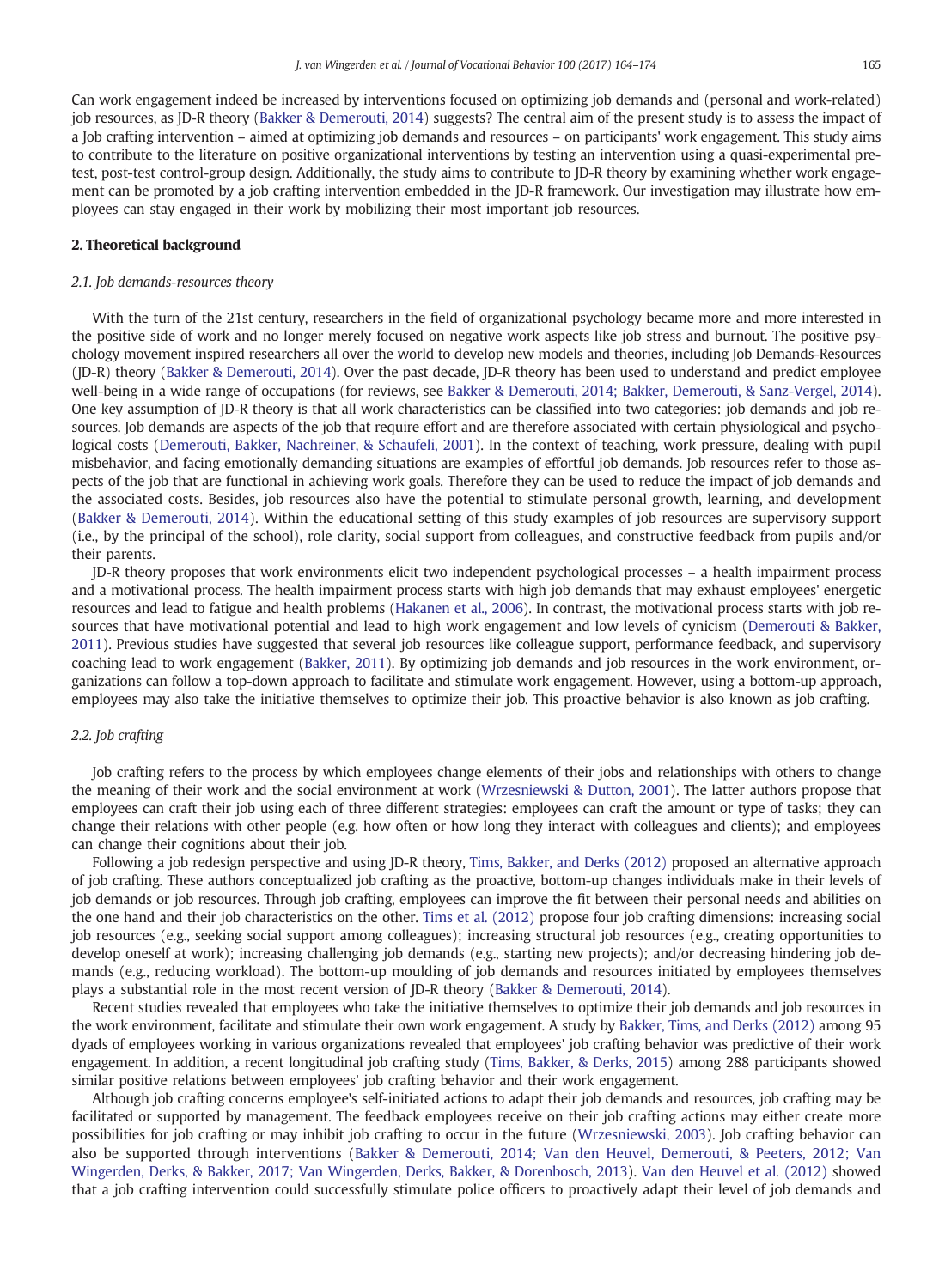Can work engagement indeed be increased by interventions focused on optimizing job demands and (personal and work-related) job resources, as JD-R theory (Bakker & Demerouti, 2014) suggests? The central aim of the present study is to assess the impact of a Job crafting intervention – aimed at optimizing job demands and resources – on participants' work engagement. This study aims to contribute to the literature on positive organizational interventions by testing an intervention using a quasi-experimental pre-test, post-test control-group design. Additionally, the study aims to contribute to JD-R theory by examining whether work engagement can be promoted by a job crafting intervention embedded in the JD-R framework. Our investigation may illustrate how employees can stay engaged in their work by mobilizing their most important job resources.

## 2. Theoretical background

### 2.1. Job demands-resources theory

With the turn of the 21st century, researchers in the field of organizational psychology became more and more interested in the positive side of work and no longer merely focused on negative work aspects like job stress and burnout. The positive psychology movement inspired researchers all over the world to develop new models and theories, including Job Demands-Resources (JD-R) theory (Bakker & Demerouti, 2014). Over the past decade, JD-R theory has been used to understand and predict employee well-being in a wide range of occupations (for reviews, see Bakker & Demerouti, 2014; Bakker, Demerouti, & Sanz-Vergel, 2014). One key assumption of JD-R theory is that all work characteristics can be classified into two categories: job demands and job resources. Job demands are aspects of the job that require effort and are therefore associated with certain physiological and psychological costs (Demerouti, Bakker, Nachreiner, & Schaufeli, 2001). In the context of teaching, work pressure, dealing with pupil misbehavior, and facing emotionally demanding situations are examples of effortful job demands. Job resources refer to those aspects of the job that are functional in achieving work goals. Therefore they can be used to reduce the impact of job demands and the associated costs. Besides, job resources also have the potential to stimulate personal growth, learning, and development (Bakker & Demerouti, 2014). Within the educational setting of this study examples of job resources are supervisory support (i.e., by the principal of the school), role clarity, social support from colleagues, and constructive feedback from pupils and/or their parents.

JD-R theory proposes that work environments elicit two independent psychological processes – a health impairment process and a motivational process. The health impairment process starts with high job demands that may exhaust employees' energetic resources and lead to fatigue and health problems (Hakanen et al., 2006). In contrast, the motivational process starts with job resources that have motivational potential and lead to high work engagement and low levels of cynicism (Demerouti & Bakker, 2011). Previous studies have suggested that several job resources like colleague support, performance feedback, and supervisory coaching lead to work engagement (Bakker, 2011). By optimizing job demands and job resources in the work environment, organizations can follow a top-down approach to facilitate and stimulate work engagement. However, using a bottom-up approach, employees may also take the initiative themselves to optimize their job. This proactive behavior is also known as job crafting.

### 2.2. Job crafting

Job crafting refers to the process by which employees change elements of their jobs and relationships with others to change the meaning of their work and the social environment at work (Wrzesniewski & Dutton, 2001). The latter authors propose that employees can craft their job using each of three different strategies: employees can craft the amount or type of tasks; they can change their relations with other people (e.g. how often or how long they interact with colleagues and clients); and employees can change their cognitions about their job.

Following a job redesign perspective and using JD-R theory, Tims, Bakker, and Derks (2012) proposed an alternative approach of job crafting. These authors conceptualized job crafting as the proactive, bottom-up changes individuals make in their levels of job demands or job resources. Through job crafting, employees can improve the fit between their personal needs and abilities on the one hand and their job characteristics on the other. Tims et al. (2012) propose four job crafting dimensions: increasing social job resources (e.g., seeking social support among colleagues); increasing structural job resources (e.g., creating opportunities to develop oneself at work); increasing challenging job demands (e.g., starting new projects); and/or decreasing hindering job demands (e.g., reducing workload). The bottom-up moulding of job demands and resources initiated by employees themselves plays a substantial role in the most recent version of JD-R theory (Bakker & Demerouti, 2014).

Recent studies revealed that employees who take the initiative themselves to optimize their job demands and job resources in the work environment, facilitate and stimulate their own work engagement. A study by Bakker, Tims, and Derks (2012) among 95 dyads of employees working in various organizations revealed that employees' job crafting behavior was predictive of their work engagement. In addition, a recent longitudinal job crafting study (Tims, Bakker, & Derks, 2015) among 288 participants showed similar positive relations between employees' job crafting behavior and their work engagement.

Although job crafting concerns employee's self-initiated actions to adapt their job demands and resources, job crafting may be facilitated or supported by management. The feedback employees receive on their job crafting actions may either create more possibilities for job crafting or may inhibit job crafting to occur in the future (Wrzesniewski, 2003). Job crafting behavior can also be supported through interventions (Bakker & Demerouti, 2014; Van den Heuvel, Demerouti, & Peeters, 2012; Van Wingerden, Derks, & Bakker, 2017; Van Wingerden, Derks, Bakker, & Dorenbosch, 2013). Van den Heuvel et al. (2012) showed that a job crafting intervention could successfully stimulate police officers to proactively adapt their level of job demands and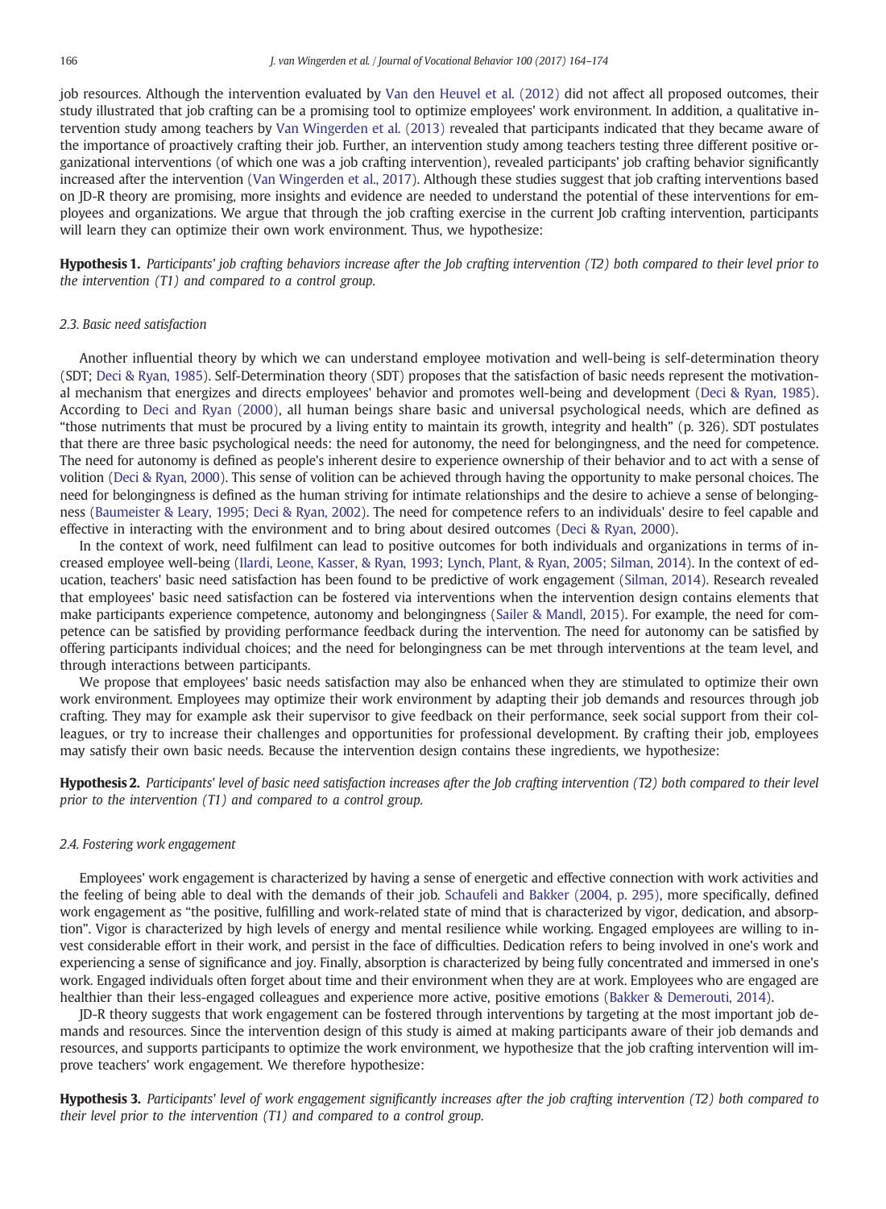job resources. Although the intervention evaluated by Van den Heuvel et al. (2012) did not affect all proposed outcomes, their study illustrated that job crafting can be a promising tool to optimize employees' work environment. In addition, a qualitative intervention study among teachers by Van Wingerden et al. (2013) revealed that participants indicated that they became aware of the importance of proactively crafting their job. Further, an intervention study among teachers testing three different positive organizational interventions (of which one was a job crafting intervention), revealed participants' job crafting behavior significantly increased after the intervention (Van Wingerden et al., 2017). Although these studies suggest that job crafting interventions based on JD-R theory are promising, more insights and evidence are needed to understand the potential of these interventions for employees and organizations. We argue that through the job crafting exercise in the current Job crafting intervention, participants will learn they can optimize their own work environment. Thus, we hypothesize:

**Hypothesis 1.** *Participants' job crafting behaviors increase after the Job crafting intervention (T2) both compared to their level prior to the intervention (T1) and compared to a control group.*

### 2.3. Basic need satisfaction

Another influential theory by which we can understand employee motivation and well-being is self-determination theory (SDT; Deci & Ryan, 1985). Self-Determination theory (SDT) proposes that the satisfaction of basic needs represent the motivational mechanism that energizes and directs employees' behavior and promotes well-being and development (Deci & Ryan, 1985). According to Deci and Ryan (2000), all human beings share basic and universal psychological needs, which are defined as "those nutriments that must be procured by a living entity to maintain its growth, integrity and health" (p. 326). SDT postulates that there are three basic psychological needs: the need for autonomy, the need for belongingness, and the need for competence. The need for autonomy is defined as people's inherent desire to experience ownership of their behavior and to act with a sense of volition (Deci & Ryan, 2000). This sense of volition can be achieved through having the opportunity to make personal choices. The need for belongingness is defined as the human striving for intimate relationships and the desire to achieve a sense of belongingness (Baumeister & Leary, 1995; Deci & Ryan, 2002). The need for competence refers to an individuals' desire to feel capable and effective in interacting with the environment and to bring about desired outcomes (Deci & Ryan, 2000).

In the context of work, need fulfilment can lead to positive outcomes for both individuals and organizations in terms of increased employee well-being (Ilardi, Leone, Kasser, & Ryan, 1993; Lynch, Plant, & Ryan, 2005; Silman, 2014). In the context of education, teachers' basic need satisfaction has been found to be predictive of work engagement (Silman, 2014). Research revealed that employees' basic need satisfaction can be fostered via interventions when the intervention design contains elements that make participants experience competence, autonomy and belongingness (Sailer & Mandl, 2015). For example, the need for competence can be satisfied by providing performance feedback during the intervention. The need for autonomy can be satisfied by offering participants individual choices; and the need for belongingness can be met through interventions at the team level, and through interactions between participants.

We propose that employees' basic needs satisfaction may also be enhanced when they are stimulated to optimize their own work environment. Employees may optimize their work environment by adapting their job demands and resources through job crafting. They may for example ask their supervisor to give feedback on their performance, seek social support from their colleagues, or try to increase their challenges and opportunities for professional development. By crafting their job, employees may satisfy their own basic needs. Because the intervention design contains these ingredients, we hypothesize:

**Hypothesis 2.** *Participants' level of basic need satisfaction increases after the Job crafting intervention (T2) both compared to their level prior to the intervention (T1) and compared to a control group.*

### 2.4. Fostering work engagement

Employees' work engagement is characterized by having a sense of energetic and effective connection with work activities and the feeling of being able to deal with the demands of their job. Schaufeli and Bakker (2004, p. 295), more specifically, defined work engagement as "the positive, fulfilling and work-related state of mind that is characterized by vigor, dedication, and absorption". Vigor is characterized by high levels of energy and mental resilience while working. Engaged employees are willing to invest considerable effort in their work, and persist in the face of difficulties. Dedication refers to being involved in one's work and experiencing a sense of significance and joy. Finally, absorption is characterized by being fully concentrated and immersed in one's work. Engaged individuals often forget about time and their environment when they are at work. Employees who are engaged are healthier than their less-engaged colleagues and experience more active, positive emotions (Bakker & Demerouti, 2014).

JD-R theory suggests that work engagement can be fostered through interventions by targeting at the most important job demands and resources. Since the intervention design of this study is aimed at making participants aware of their job demands and resources, and supports participants to optimize the work environment, we hypothesize that the job crafting intervention will improve teachers' work engagement. We therefore hypothesize:

**Hypothesis 3.** *Participants' level of work engagement significantly increases after the job crafting intervention (T2) both compared to their level prior to the intervention (T1) and compared to a control group.*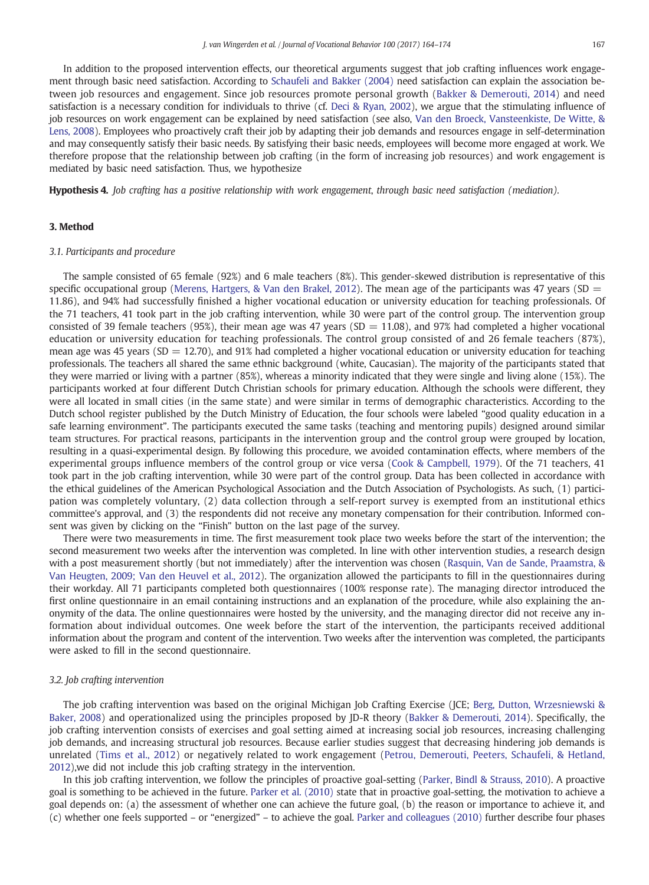In addition to the proposed intervention effects, our theoretical arguments suggest that job crafting influences work engagement through basic need satisfaction. According to Schaufeli and Bakker (2004) need satisfaction can explain the association between job resources and engagement. Since job resources promote personal growth (Bakker & Demerouti, 2014) and need satisfaction is a necessary condition for individuals to thrive (cf. Deci & Ryan, 2002), we argue that the stimulating influence of job resources on work engagement can be explained by need satisfaction (see also, Van den Broeck, Vansteenkiste, De Witte, & Lens, 2008). Employees who proactively craft their job by adapting their job demands and resources engage in self-determination and may consequently satisfy their basic needs. By satisfying their basic needs, employees will become more engaged at work. We therefore propose that the relationship between job crafting (in the form of increasing job resources) and work engagement is mediated by basic need satisfaction. Thus, we hypothesize

**Hypothesis 4.** *Job crafting has a positive relationship with work engagement, through basic need satisfaction (mediation).*

## 3. Method

### 3.1. Participants and procedure

The sample consisted of 65 female (92%) and 6 male teachers (8%). This gender-skewed distribution is representative of this specific occupational group (Merens, Hartgers, & Van den Brakel, 2012). The mean age of the participants was 47 years (SD = 11.86), and 94% had successfully finished a higher vocational education or university education for teaching professionals. Of the 71 teachers, 41 took part in the job crafting intervention, while 30 were part of the control group. The intervention group consisted of 39 female teachers (95%), their mean age was 47 years (SD = 11.08), and 97% had completed a higher vocational education or university education for teaching professionals. The control group consisted of and 26 female teachers (87%), mean age was 45 years (SD = 12.70), and 91% had completed a higher vocational education or university education for teaching professionals. The teachers all shared the same ethnic background (white, Caucasian). The majority of the participants stated that they were married or living with a partner (85%), whereas a minority indicated that they were single and living alone (15%). The participants worked at four different Dutch Christian schools for primary education. Although the schools were different, they were all located in small cities (in the same state) and were similar in terms of demographic characteristics. According to the Dutch school register published by the Dutch Ministry of Education, the four schools were labeled "good quality education in a safe learning environment". The participants executed the same tasks (teaching and mentoring pupils) designed around similar team structures. For practical reasons, participants in the intervention group and the control group were grouped by location, resulting in a quasi-experimental design. By following this procedure, we avoided contamination effects, where members of the experimental groups influence members of the control group or vice versa (Cook & Campbell, 1979). Of the 71 teachers, 41 took part in the job crafting intervention, while 30 were part of the control group. Data has been collected in accordance with the ethical guidelines of the American Psychological Association and the Dutch Association of Psychologists. As such, (1) participation was completely voluntary, (2) data collection through a self-report survey is exempted from an institutional ethics committee's approval, and (3) the respondents did not receive any monetary compensation for their contribution. Informed consent was given by clicking on the "Finish" button on the last page of the survey.

There were two measurements in time. The first measurement took place two weeks before the start of the intervention; the second measurement two weeks after the intervention was completed. In line with other intervention studies, a research design with a post measurement shortly (but not immediately) after the intervention was chosen (Rasquin, Van de Sande, Praamstra, & Van Heugten, 2009; Van den Heuvel et al., 2012). The organization allowed the participants to fill in the questionnaires during their workday. All 71 participants completed both questionnaires (100% response rate). The managing director introduced the first online questionnaire in an email containing instructions and an explanation of the procedure, while also explaining the anonymity of the data. The online questionnaires were hosted by the university, and the managing director did not receive any information about individual outcomes. One week before the start of the intervention, the participants received additional information about the program and content of the intervention. Two weeks after the intervention was completed, the participants were asked to fill in the second questionnaire.

### 3.2. Job crafting intervention

The job crafting intervention was based on the original Michigan Job Crafting Exercise (JCE; Berg, Dutton, Wrzesniewski & Baker, 2008) and operationalized using the principles proposed by JD-R theory (Bakker & Demerouti, 2014). Specifically, the job crafting intervention consists of exercises and goal setting aimed at increasing social job resources, increasing challenging job demands, and increasing structural job resources. Because earlier studies suggest that decreasing hindering job demands is unrelated (Tims et al., 2012) or negatively related to work engagement (Petrou, Demerouti, Peeters, Schaufeli, & Hetland, 2012),we did not include this job crafting strategy in the intervention.

In this job crafting intervention, we follow the principles of proactive goal-setting (Parker, Bindl & Strauss, 2010). A proactive goal is something to be achieved in the future. Parker et al. (2010) state that in proactive goal-setting, the motivation to achieve a goal depends on: (a) the assessment of whether one can achieve the future goal, (b) the reason or importance to achieve it, and (c) whether one feels supported – or "energized" – to achieve the goal. Parker and colleagues (2010) further describe four phases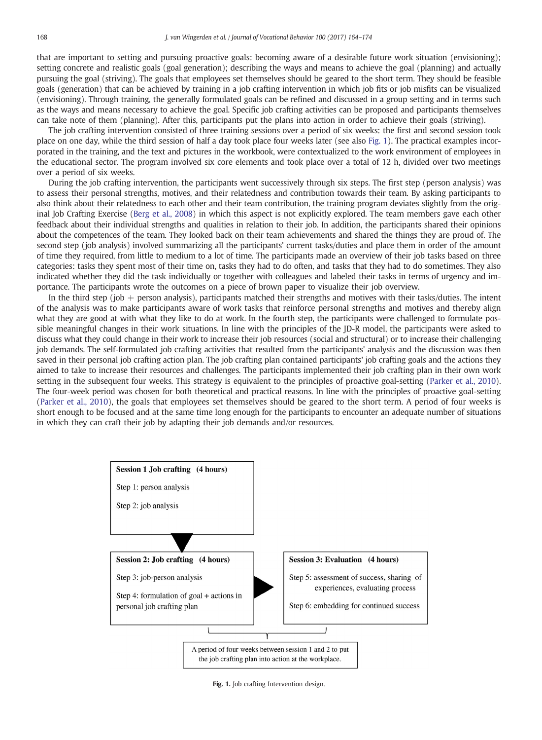that are important to setting and pursuing proactive goals: becoming aware of a desirable future work situation (envisioning); setting concrete and realistic goals (goal generation); describing the ways and means to achieve the goal (planning) and actually pursuing the goal (striving). The goals that employees set themselves should be geared to the short term. They should be feasible goals (generation) that can be achieved by training in a job crafting intervention in which job fits or job misfits can be visualized (envisioning). Through training, the generally formulated goals can be refined and discussed in a group setting and in terms such as the ways and means necessary to achieve the goal. Specific job crafting activities can be proposed and participants themselves can take note of them (planning). After this, participants put the plans into action in order to achieve their goals (striving).

The job crafting intervention consisted of three training sessions over a period of six weeks: the first and second session took place on one day, while the third session of half a day took place four weeks later (see also Fig. 1). The practical examples incorporated in the training, and the text and pictures in the workbook, were contextualized to the work environment of employees in the educational sector. The program involved six core elements and took place over a total of 12 h, divided over two meetings over a period of six weeks.

During the job crafting intervention, the participants went successively through six steps. The first step (person analysis) was to assess their personal strengths, motives, and their relatedness and contribution towards their team. By asking participants to also think about their relatedness to each other and their team contribution, the training program deviates slightly from the original Job Crafting Exercise (Berg et al., 2008) in which this aspect is not explicitly explored. The team members gave each other feedback about their individual strengths and qualities in relation to their job. In addition, the participants shared their opinions about the competences of the team. They looked back on their team achievements and shared the things they are proud of. The second step (job analysis) involved summarizing all the participants' current tasks/duties and place them in order of the amount of time they required, from little to medium to a lot of time. The participants made an overview of their job tasks based on three categories: tasks they spent most of their time on, tasks they had to do often, and tasks that they had to do sometimes. They also indicated whether they did the task individually or together with colleagues and labeled their tasks in terms of urgency and importance. The participants wrote the outcomes on a piece of brown paper to visualize their job overview.

In the third step (job + person analysis), participants matched their strengths and motives with their tasks/duties. The intent of the analysis was to make participants aware of work tasks that reinforce personal strengths and motives and thereby align what they are good at with what they like to do at work. In the fourth step, the participants were challenged to formulate possible meaningful changes in their work situations. In line with the principles of the JD-R model, the participants were asked to discuss what they could change in their work to increase their job resources (social and structural) or to increase their challenging job demands. The self-formulated job crafting activities that resulted from the participants' analysis and the discussion was then saved in their personal job crafting action plan. The job crafting plan contained participants' job crafting goals and the actions they aimed to take to increase their resources and challenges. The participants implemented their job crafting plan in their own work setting in the subsequent four weeks. This strategy is equivalent to the principles of proactive goal-setting (Parker et al., 2010). The four-week period was chosen for both theoretical and practical reasons. In line with the principles of proactive goal-setting (Parker et al., 2010), the goals that employees set themselves should be geared to the short term. A period of four weeks is short enough to be focused and at the same time long enough for the participants to encounter an adequate number of situations in which they can craft their job by adapting their job demands and/or resources.

**Session 1 Job crafting (4 hours)**
Step 1: person analysis
Step 2: job analysis

**Session 2: Job crafting (4 hours)**
Step 3: job-person analysis
Step 4: formulation of goal + actions in personal job crafting plan

**Session 3: Evaluation (4 hours)**
Step 5: assessment of success, sharing of experiences, evaluating process
Step 6: embedding for continued success

A period of four weeks between session 1 and 2 to put the job crafting plan into action at the workplace.

**Fig. 1.** Job crafting Intervention design.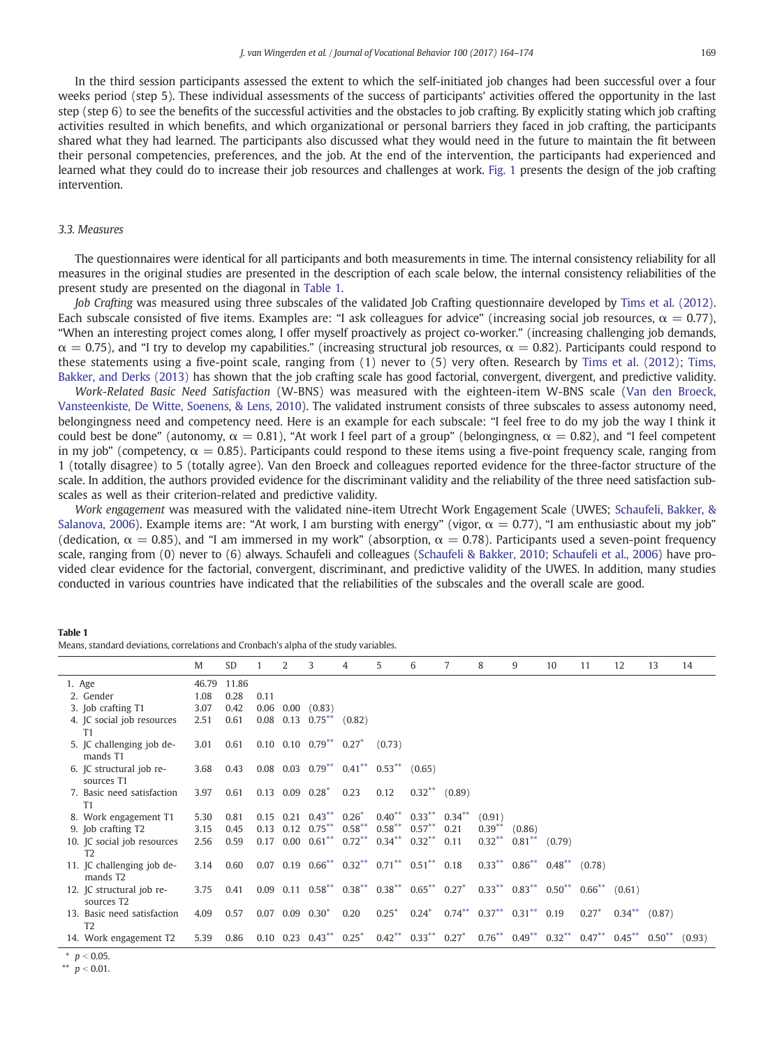In the third session participants assessed the extent to which the self-initiated job changes had been successful over a four weeks period (step 5). These individual assessments of the success of participants' activities offered the opportunity in the last step (step 6) to see the benefits of the successful activities and the obstacles to job crafting. By explicitly stating which job crafting activities resulted in which benefits, and which organizational or personal barriers they faced in job crafting, the participants shared what they had learned. The participants also discussed what they would need in the future to maintain the fit between their personal competencies, preferences, and the job. At the end of the intervention, the participants had experienced and learned what they could do to increase their job resources and challenges at work. Fig. 1 presents the design of the job crafting intervention.

### 3.3. Measures

The questionnaires were identical for all participants and both measurements in time. The internal consistency reliability for all measures in the original studies are presented in the description of each scale below, the internal consistency reliabilities of the present study are presented on the diagonal in Table 1.

*Job Crafting* was measured using three subscales of the validated Job Crafting questionnaire developed by Tims et al. (2012). Each subscale consisted of five items. Examples are: "I ask colleagues for advice" (increasing social job resources, $\alpha = 0.77$), "When an interesting project comes along, I offer myself proactively as project co-worker." (increasing challenging job demands, $\alpha = 0.75$), and "I try to develop my capabilities." (increasing structural job resources, $\alpha = 0.82$). Participants could respond to these statements using a five-point scale, ranging from (1) never to (5) very often. Research by Tims et al. (2012); Tims, Bakker, and Derks (2013) has shown that the job crafting scale has good factorial, convergent, divergent, and predictive validity.

*Work-Related Basic Need Satisfaction* (W-BNS) was measured with the eighteen-item W-BNS scale (Van den Broeck, Vansteenkiste, De Witte, Soenens, & Lens, 2010). The validated instrument consists of three subscales to assess autonomy need, belongingness need and competency need. Here is an example for each subscale: "I feel free to do my job the way I think it could best be done" (autonomy, $\alpha = 0.81$), "At work I feel part of a group" (belongingness, $\alpha = 0.82$), and "I feel competent in my job" (competency, $\alpha = 0.85$). Participants could respond to these items using a five-point frequency scale, ranging from 1 (totally disagree) to 5 (totally agree). Van den Broeck and colleagues reported evidence for the three-factor structure of the scale. In addition, the authors provided evidence for the discriminant validity and the reliability of the three need satisfaction subscales as well as their criterion-related and predictive validity.

*Work engagement* was measured with the validated nine-item Utrecht Work Engagement Scale (UWES; Schaufeli, Bakker, & Salanova, 2006). Example items are: "At work, I am bursting with energy" (vigor, $\alpha = 0.77$), "I am enthusiastic about my job" (dedication, $\alpha = 0.85$), and "I am immersed in my work" (absorption, $\alpha = 0.78$). Participants used a seven-point frequency scale, ranging from (0) never to (6) always. Schaufeli and colleagues (Schaufeli & Bakker, 2010; Schaufeli et al., 2006) have provided clear evidence for the factorial, convergent, discriminant, and predictive validity of the UWES. In addition, many studies conducted in various countries have indicated that the reliabilities of the subscales and the overall scale are good.

**Table 1**
Means, standard deviations, correlations and Cronbach's alpha of the study variables.

| | M | SD | 1 | 2 | 3 | 4 | 5 | 6 | 7 | 8 | 9 | 10 | 11 | 12 | 13 | 14 |
|---|---|---|---|---|---|---|---|---|---|---|---|---|---|---|---|---|
| 1. Age | 46.79 | 11.86 | | | | | | | | | | | | | | |
| 2. Gender | 1.08 | 0.28 | 0.11 | | | | | | | | | | | | | |
| 3. Job crafting T1 | 3.07 | 0.42 | 0.06 | 0.00 | (0.83) | | | | | | | | | | | |
| 4. JC social job resources T1 | 2.51 | 0.61 | 0.08 | 0.13 | 0.75** | (0.82) | | | | | | | | | | |
| 5. JC challenging job demands T1 | 3.01 | 0.61 | 0.10 | 0.10 | 0.79** | 0.27* | (0.73) | | | | | | | | | |
| 6. JC structural job resources T1 | 3.68 | 0.43 | 0.08 | 0.03 | 0.79** | 0.41** | 0.53** | (0.65) | | | | | | | | |
| 7. Basic need satisfaction T1 | 3.97 | 0.61 | 0.13 | 0.09 | 0.28* | 0.23 | 0.12 | 0.32** | (0.89) | | | | | | | |
| 8. Work engagement T1 | 5.30 | 0.81 | 0.15 | 0.21 | 0.43** | 0.26* | 0.40** | 0.33** | 0.34** | (0.91) | | | | | | |
| 9. Job crafting T2 | 3.15 | 0.45 | 0.13 | 0.12 | 0.75** | 0.58** | 0.58** | 0.57** | 0.21 | 0.39** | (0.86) | | | | | |
| 10. JC social job resources T2 | 2.56 | 0.59 | 0.17 | 0.00 | 0.61** | 0.72** | 0.34** | 0.32** | 0.11 | 0.32** | 0.81** | (0.79) | | | | |
| 11. JC challenging job demands T2 | 3.14 | 0.60 | 0.07 | 0.19 | 0.66** | 0.32** | 0.71** | 0.51** | 0.18 | 0.33** | 0.86** | 0.48** | (0.78) | | | |
| 12. JC structural job resources T2 | 3.75 | 0.41 | 0.09 | 0.11 | 0.58** | 0.38** | 0.38** | 0.65** | 0.27* | 0.33** | 0.83** | 0.50** | 0.66** | (0.61) | | |
| 13. Basic need satisfaction T2 | 4.09 | 0.57 | 0.07 | 0.09 | 0.30* | 0.20 | 0.25* | 0.24* | 0.74** | 0.37** | 0.31** | 0.19 | 0.27* | 0.34** | (0.87) | |
| 14. Work engagement T2 | 5.39 | 0.86 | 0.10 | 0.23 | 0.43** | 0.25* | 0.42** | 0.33** | 0.27* | 0.76** | 0.49** | 0.32** | 0.47** | 0.45** | 0.50** | (0.93) |

\* $p < 0.05$.
\*\* $p < 0.01$.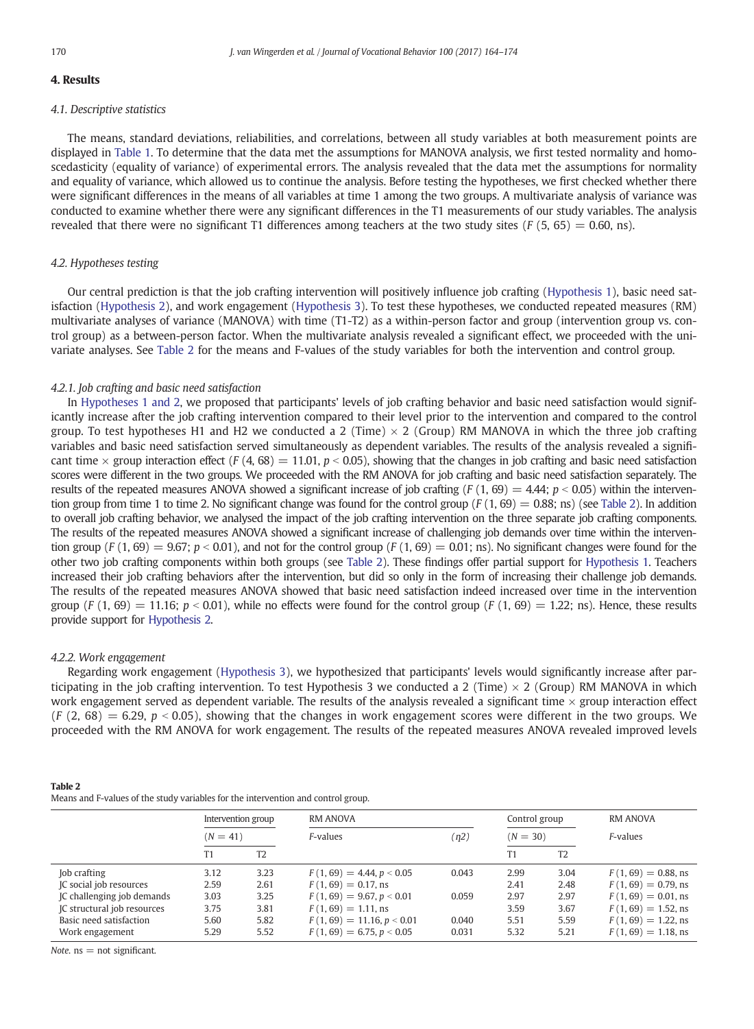## 4. Results

### 4.1. Descriptive statistics

The means, standard deviations, reliabilities, and correlations, between all study variables at both measurement points are displayed in Table 1. To determine that the data met the assumptions for MANOVA analysis, we first tested normality and homoscedasticity (equality of variance) of experimental errors. The analysis revealed that the data met the assumptions for normality and equality of variance, which allowed us to continue the analysis. Before testing the hypotheses, we first checked whether there were significant differences in the means of all variables at time 1 among the two groups. A multivariate analysis of variance was conducted to examine whether there were any significant differences in the T1 measurements of our study variables. The analysis revealed that there were no significant T1 differences among teachers at the two study sites ($F$ (5, 65) = 0.60, ns).

### 4.2. Hypotheses testing

Our central prediction is that the job crafting intervention will positively influence job crafting (Hypothesis 1), basic need satisfaction (Hypothesis 2), and work engagement (Hypothesis 3). To test these hypotheses, we conducted repeated measures (RM) multivariate analyses of variance (MANOVA) with time (T1-T2) as a within-person factor and group (intervention group vs. control group) as a between-person factor. When the multivariate analysis revealed a significant effect, we proceeded with the univariate analyses. See Table 2 for the means and F-values of the study variables for both the intervention and control group.

#### 4.2.1. Job crafting and basic need satisfaction

In Hypotheses 1 and 2, we proposed that participants' levels of job crafting behavior and basic need satisfaction would significantly increase after the job crafting intervention compared to their level prior to the intervention and compared to the control group. To test hypotheses H1 and H2 we conducted a 2 (Time) × 2 (Group) RM MANOVA in which the three job crafting variables and basic need satisfaction served simultaneously as dependent variables. The results of the analysis revealed a significant time × group interaction effect ($F$ (4, 68) = 11.01, $p < 0.05$), showing that the changes in job crafting and basic need satisfaction scores were different in the two groups. We proceeded with the RM ANOVA for job crafting and basic need satisfaction separately. The results of the repeated measures ANOVA showed a significant increase of job crafting ($F$ (1, 69) = 4.44; $p < 0.05$) within the intervention group from time 1 to time 2. No significant change was found for the control group ($F$ (1, 69) = 0.88; ns) (see Table 2). In addition to overall job crafting behavior, we analysed the impact of the job crafting intervention on the three separate job crafting components. The results of the repeated measures ANOVA showed a significant increase of challenging job demands over time within the intervention group ($F$ (1, 69) = 9.67; $p < 0.01$), and not for the control group ($F$ (1, 69) = 0.01; ns). No significant changes were found for the other two job crafting components within both groups (see Table 2). These findings offer partial support for Hypothesis 1. Teachers increased their job crafting behaviors after the intervention, but did so only in the form of increasing their challenge job demands. The results of the repeated measures ANOVA showed that basic need satisfaction indeed increased over time in the intervention group ($F$ (1, 69) = 11.16; $p < 0.01$), while no effects were found for the control group ($F$ (1, 69) = 1.22; ns). Hence, these results provide support for Hypothesis 2.

#### 4.2.2. Work engagement

Regarding work engagement (Hypothesis 3), we hypothesized that participants' levels would significantly increase after participating in the job crafting intervention. To test Hypothesis 3 we conducted a 2 (Time) × 2 (Group) RM MANOVA in which work engagement served as dependent variable. The results of the analysis revealed a significant time × group interaction effect ($F$ (2, 68) = 6.29, $p < 0.05$), showing that the changes in work engagement scores were different in the two groups. We proceeded with the RM ANOVA for work engagement. The results of the repeated measures ANOVA revealed improved levels

**Table 2**
Means and F-values of the study variables for the intervention and control group.

| | Intervention group ($N$ = 41) | | RM ANOVA | | Control group ($N$ = 30) | | RM ANOVA |
|---|---|---|---|---|---|---|---|
| | T1 | T2 | $F$-values | ($\eta 2$) | T1 | T2 | $F$-values |
| Job crafting | 3.12 | 3.23 | $F$ (1, 69) = 4.44, $p < 0.05$ | 0.043 | 2.99 | 3.04 | $F$ (1, 69) = 0.88, ns |
| JC social job resources | 2.59 | 2.61 | $F$ (1, 69) = 0.17, ns | | 2.41 | 2.48 | $F$ (1, 69) = 0.79, ns |
| JC challenging job demands | 3.03 | 3.25 | $F$ (1, 69) = 9.67, $p < 0.01$ | 0.059 | 2.97 | 2.97 | $F$ (1, 69) = 0.01, ns |
| JC structural job resources | 3.75 | 3.81 | $F$ (1, 69) = 1.11, ns | | 3.59 | 3.67 | $F$ (1, 69) = 1.52, ns |
| Basic need satisfaction | 5.60 | 5.82 | $F$ (1, 69) = 11.16, $p < 0.01$ | 0.040 | 5.51 | 5.59 | $F$ (1, 69) = 1.22, ns |
| Work engagement | 5.29 | 5.52 | $F$ (1, 69) = 6.75, $p < 0.05$ | 0.031 | 5.32 | 5.21 | $F$ (1, 69) = 1.18, ns |

*Note.* ns = not significant.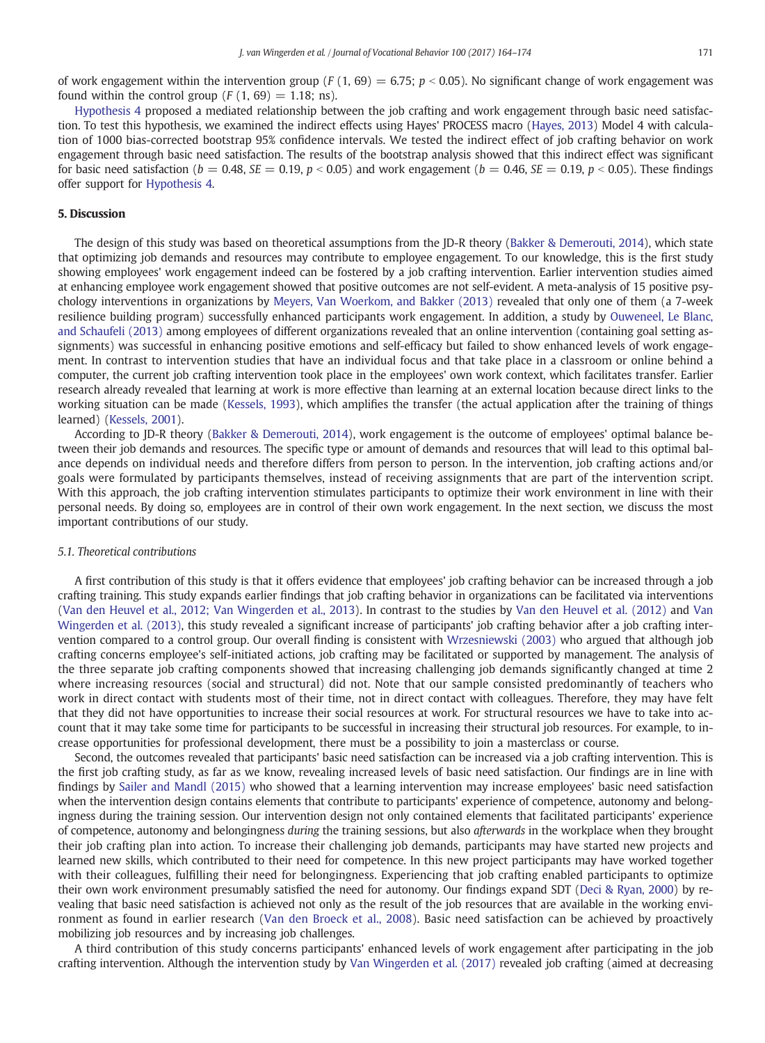of work engagement within the intervention group ($F$ (1, 69) = 6.75; $p < 0.05$). No significant change of work engagement was found within the control group ($F$ (1, 69) = 1.18; ns).

Hypothesis 4 proposed a mediated relationship between the job crafting and work engagement through basic need satisfaction. To test this hypothesis, we examined the indirect effects using Hayes' PROCESS macro (Hayes, 2013) Model 4 with calculation of 1000 bias-corrected bootstrap 95% confidence intervals. We tested the indirect effect of job crafting behavior on work engagement through basic need satisfaction. The results of the bootstrap analysis showed that this indirect effect was significant for basic need satisfaction ($b = 0.48$, $SE = 0.19$, $p < 0.05$) and work engagement ($b = 0.46$, $SE = 0.19$, $p < 0.05$). These findings offer support for Hypothesis 4.

## 5. Discussion

The design of this study was based on theoretical assumptions from the JD-R theory (Bakker & Demerouti, 2014), which state that optimizing job demands and resources may contribute to employee engagement. To our knowledge, this is the first study showing employees' work engagement indeed can be fostered by a job crafting intervention. Earlier intervention studies aimed at enhancing employee work engagement showed that positive outcomes are not self-evident. A meta-analysis of 15 positive psychology interventions in organizations by Meyers, Van Woerkom, and Bakker (2013) revealed that only one of them (a 7-week resilience building program) successfully enhanced participants work engagement. In addition, a study by Ouweneel, Le Blanc, and Schaufeli (2013) among employees of different organizations revealed that an online intervention (containing goal setting assignments) was successful in enhancing positive emotions and self-efficacy but failed to show enhanced levels of work engagement. In contrast to intervention studies that have an individual focus and that take place in a classroom or online behind a computer, the current job crafting intervention took place in the employees' own work context, which facilitates transfer. Earlier research already revealed that learning at work is more effective than learning at an external location because direct links to the working situation can be made (Kessels, 1993), which amplifies the transfer (the actual application after the training of things learned) (Kessels, 2001).

According to JD-R theory (Bakker & Demerouti, 2014), work engagement is the outcome of employees' optimal balance between their job demands and resources. The specific type or amount of demands and resources that will lead to this optimal balance depends on individual needs and therefore differs from person to person. In the intervention, job crafting actions and/or goals were formulated by participants themselves, instead of receiving assignments that are part of the intervention script. With this approach, the job crafting intervention stimulates participants to optimize their work environment in line with their personal needs. By doing so, employees are in control of their own work engagement. In the next section, we discuss the most important contributions of our study.

### *5.1. Theoretical contributions*

A first contribution of this study is that it offers evidence that employees' job crafting behavior can be increased through a job crafting training. This study expands earlier findings that job crafting behavior in organizations can be facilitated via interventions (Van den Heuvel et al., 2012; Van Wingerden et al., 2013). In contrast to the studies by Van den Heuvel et al. (2012) and Van Wingerden et al. (2013), this study revealed a significant increase of participants' job crafting behavior after a job crafting intervention compared to a control group. Our overall finding is consistent with Wrzesniewski (2003) who argued that although job crafting concerns employee's self-initiated actions, job crafting may be facilitated or supported by management. The analysis of the three separate job crafting components showed that increasing challenging job demands significantly changed at time 2 where increasing resources (social and structural) did not. Note that our sample consisted predominantly of teachers who work in direct contact with students most of their time, not in direct contact with colleagues. Therefore, they may have felt that they did not have opportunities to increase their social resources at work. For structural resources we have to take into account that it may take some time for participants to be successful in increasing their structural job resources. For example, to increase opportunities for professional development, there must be a possibility to join a masterclass or course.

Second, the outcomes revealed that participants' basic need satisfaction can be increased via a job crafting intervention. This is the first job crafting study, as far as we know, revealing increased levels of basic need satisfaction. Our findings are in line with findings by Sailer and Mandl (2015) who showed that a learning intervention may increase employees' basic need satisfaction when the intervention design contains elements that contribute to participants' experience of competence, autonomy and belongingness during the training session. Our intervention design not only contained elements that facilitated participants' experience of competence, autonomy and belongingness *during* the training sessions, but also *afterwards* in the workplace when they brought their job crafting plan into action. To increase their challenging job demands, participants may have started new projects and learned new skills, which contributed to their need for competence. In this new project participants may have worked together with their colleagues, fulfilling their need for belongingness. Experiencing that job crafting enabled participants to optimize their own work environment presumably satisfied the need for autonomy. Our findings expand SDT (Deci & Ryan, 2000) by revealing that basic need satisfaction is achieved not only as the result of the job resources that are available in the working environment as found in earlier research (Van den Broeck et al., 2008). Basic need satisfaction can be achieved by proactively mobilizing job resources and by increasing job challenges.

A third contribution of this study concerns participants' enhanced levels of work engagement after participating in the job crafting intervention. Although the intervention study by Van Wingerden et al. (2017) revealed job crafting (aimed at decreasing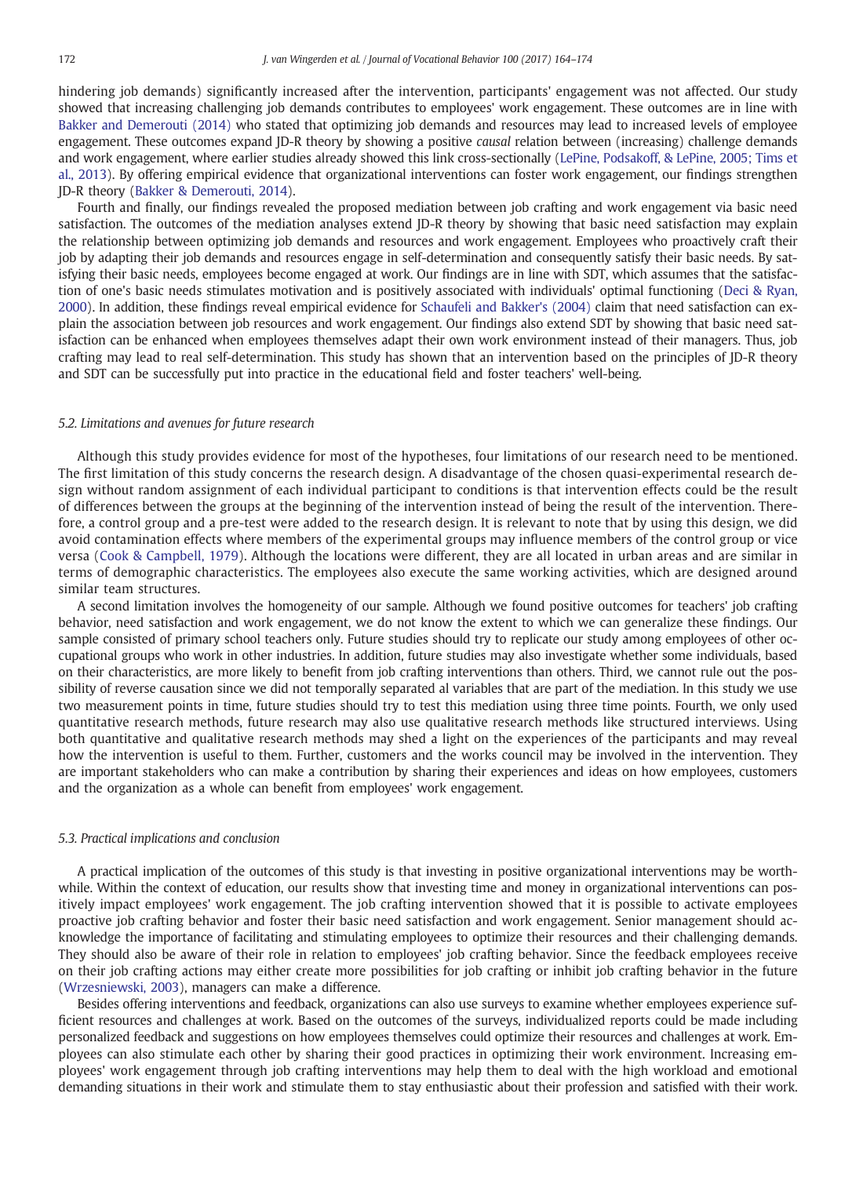hindering job demands) significantly increased after the intervention, participants' engagement was not affected. Our study showed that increasing challenging job demands contributes to employees' work engagement. These outcomes are in line with Bakker and Demerouti (2014) who stated that optimizing job demands and resources may lead to increased levels of employee engagement. These outcomes expand JD-R theory by showing a positive *causal* relation between (increasing) challenge demands and work engagement, where earlier studies already showed this link cross-sectionally (LePine, Podsakoff, & LePine, 2005; Tims et al., 2013). By offering empirical evidence that organizational interventions can foster work engagement, our findings strengthen JD-R theory (Bakker & Demerouti, 2014).

Fourth and finally, our findings revealed the proposed mediation between job crafting and work engagement via basic need satisfaction. The outcomes of the mediation analyses extend JD-R theory by showing that basic need satisfaction may explain the relationship between optimizing job demands and resources and work engagement. Employees who proactively craft their job by adapting their job demands and resources engage in self-determination and consequently satisfy their basic needs. By satisfying their basic needs, employees become engaged at work. Our findings are in line with SDT, which assumes that the satisfaction of one's basic needs stimulates motivation and is positively associated with individuals' optimal functioning (Deci & Ryan, 2000). In addition, these findings reveal empirical evidence for Schaufeli and Bakker's (2004) claim that need satisfaction can explain the association between job resources and work engagement. Our findings also extend SDT by showing that basic need satisfaction can be enhanced when employees themselves adapt their own work environment instead of their managers. Thus, job crafting may lead to real self-determination. This study has shown that an intervention based on the principles of JD-R theory and SDT can be successfully put into practice in the educational field and foster teachers' well-being.

### 5.2. Limitations and avenues for future research

Although this study provides evidence for most of the hypotheses, four limitations of our research need to be mentioned. The first limitation of this study concerns the research design. A disadvantage of the chosen quasi-experimental research design without random assignment of each individual participant to conditions is that intervention effects could be the result of differences between the groups at the beginning of the intervention instead of being the result of the intervention. Therefore, a control group and a pre-test were added to the research design. It is relevant to note that by using this design, we did avoid contamination effects where members of the experimental groups may influence members of the control group or vice versa (Cook & Campbell, 1979). Although the locations were different, they are all located in urban areas and are similar in terms of demographic characteristics. The employees also execute the same working activities, which are designed around similar team structures.

A second limitation involves the homogeneity of our sample. Although we found positive outcomes for teachers' job crafting behavior, need satisfaction and work engagement, we do not know the extent to which we can generalize these findings. Our sample consisted of primary school teachers only. Future studies should try to replicate our study among employees of other occupational groups who work in other industries. In addition, future studies may also investigate whether some individuals, based on their characteristics, are more likely to benefit from job crafting interventions than others. Third, we cannot rule out the possibility of reverse causation since we did not temporally separated al variables that are part of the mediation. In this study we use two measurement points in time, future studies should try to test this mediation using three time points. Fourth, we only used quantitative research methods, future research may also use qualitative research methods like structured interviews. Using both quantitative and qualitative research methods may shed a light on the experiences of the participants and may reveal how the intervention is useful to them. Further, customers and the works council may be involved in the intervention. They are important stakeholders who can make a contribution by sharing their experiences and ideas on how employees, customers and the organization as a whole can benefit from employees' work engagement.

### 5.3. Practical implications and conclusion

A practical implication of the outcomes of this study is that investing in positive organizational interventions may be worthwhile. Within the context of education, our results show that investing time and money in organizational interventions can positively impact employees' work engagement. The job crafting intervention showed that it is possible to activate employees proactive job crafting behavior and foster their basic need satisfaction and work engagement. Senior management should acknowledge the importance of facilitating and stimulating employees to optimize their resources and their challenging demands. They should also be aware of their role in relation to employees' job crafting behavior. Since the feedback employees receive on their job crafting actions may either create more possibilities for job crafting or inhibit job crafting behavior in the future (Wrzesniewski, 2003), managers can make a difference.

Besides offering interventions and feedback, organizations can also use surveys to examine whether employees experience sufficient resources and challenges at work. Based on the outcomes of the surveys, individualized reports could be made including personalized feedback and suggestions on how employees themselves could optimize their resources and challenges at work. Employees can also stimulate each other by sharing their good practices in optimizing their work environment. Increasing employees' work engagement through job crafting interventions may help them to deal with the high workload and emotional demanding situations in their work and stimulate them to stay enthusiastic about their profession and satisfied with their work.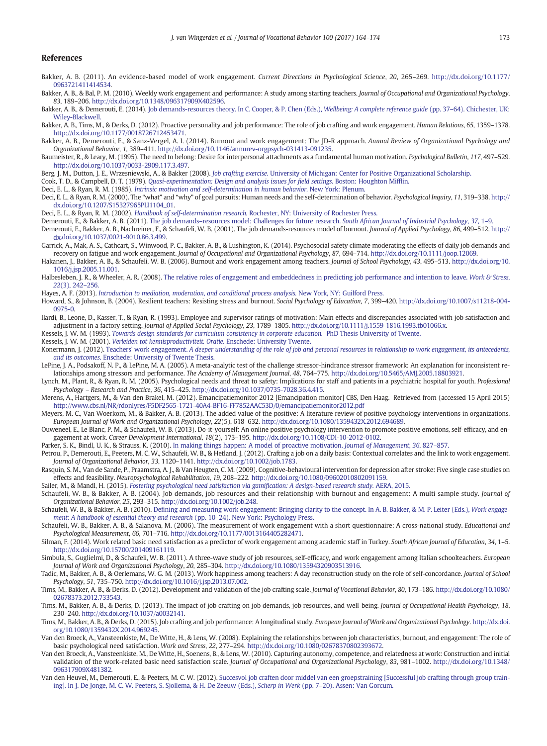## References

Bakker, A. B. (2011). An evidence-based model of work engagement. *Current Directions in Psychological Science*, *20*, 265–269. http://dx.doi.org/10.1177/0963721411414534.

Bakker, A. B., & Bal, P. M. (2010). Weekly work engagement and performance: A study among starting teachers. *Journal of Occupational and Organizational Psychology*, *83*, 189–206. http://dx.doi.org/10.1348/096317909X402596.

Bakker, A. B., & Demerouti, E. (2014). Job demands-resources theory. In C. Cooper, & P. Chen (Eds.), *Wellbeing: A complete reference guide* (pp. 37–64). Chichester, UK: Wiley-Blackwell.

Bakker, A. B., Tims, M., & Derks, D. (2012). Proactive personality and job performance: The role of job crafting and work engagement. *Human Relations*, *65*, 1359–1378. http://dx.doi.org/10.1177/0018726712453471.

Bakker, A. B., Demerouti, E., & Sanz-Vergel, A. I. (2014). Burnout and work engagement: The JD-R approach. *Annual Review of Organizational Psychology and Organizational Behavior*, *1*, 389–411. http://dx.doi.org/10.1146/annurev-orgpsych-031413-091235.

Baumeister, R., & Leary, M. (1995). The need to belong: Desire for interpersonal attachments as a fundamental human motivation. *Psychological Bulletin*, *117*, 497–529. http://dx.doi.org/10.1037/0033-2909.117.3.497.

Berg, J. M., Dutton, J. E., Wrzesniewski, A., & Bakker (2008). *Job crafting exercise.* University of Michigan: Center for Positive Organizational Scholarship.

Cook, T. D., & Campbell, D. T. (1979). *Quasi-experimentation: Design and analysis issues for field settings.* Boston: Houghton Mifflin.

Deci, E. L., & Ryan, R. M. (1985). *Intrinsic motivation and self-determination in human behavior.* New York: Plenum.

Deci, E. L., & Ryan, R. M. (2000). The "what" and "why" of goal pursuits: Human needs and the self-determination of behavior. *Psychological Inquiry*, *11*, 319–338. http://dx.doi.org/10.1207/S15327965PLI1104_01.

Deci, E. L., & Ryan, R. M. (2002). *Handbook of self-determination research.* Rochester, NY: University of Rochester Press.

Demerouti, E., & Bakker, A. B. (2011). The job demands–resources model: Challenges for future research. *South African Journal of Industrial Psychology*, *37*, 1–9.

Demerouti, E., Bakker, A. B., Nachreiner, F., & Schaufeli, W. B. (2001). The job demands-resources model of burnout. *Journal of Applied Psychology*, *86*, 499–512. http://dx.doi.org/10.1037/0021-9010.86.3.499.

Garrick, A., Mak, A. S., Cathcart, S., Winwood, P. C., Bakker, A. B., & Lushington, K. (2014). Psychosocial safety climate moderating the effects of daily job demands and recovery on fatigue and work engagement. *Journal of Occupational and Organizational Psychology*, *87*, 694–714. http://dx.doi.org/10.1111/joop.12069.

Hakanen, J., Bakker, A. B., & Schaufeli, W. B. (2006). Burnout and work engagement among teachers. *Journal of School Psychology*, *43*, 495–513. http://dx.doi.org/10.1016/j.jsp.2005.11.001.

Halbesleben, J. R., & Wheeler, A. R. (2008). The relative roles of engagement and embeddedness in predicting job performance and intention to leave. *Work & Stress*, *22*(3), 242–256.

Hayes, A. F. (2013). *Introduction to mediation, moderation, and conditional process analysis.* New York, NY: Guilford Press.

Howard, S., & Johnson, B. (2004). Resilient teachers: Resisting stress and burnout. *Social Psychology of Education*, *7*, 399–420. http://dx.doi.org/10.1007/s11218-004-0975-0.

Ilardi, B., Leone, D., Kasser, T., & Ryan, R. (1993). Employee and supervisor ratings of motivation: Main effects and discrepancies associated with job satisfaction and adjustment in a factory setting. *Journal of Applied Social Psychology*, *23*, 1789–1805. http://dx.doi.org/10.1111/j.1559-1816.1993.tb01066.x.

Kessels, J. W. M. (1993). *Towards design standards for curriculum consistency in corporate education.* PhD Thesis University of Twente.

Kessels, J. W. M. (2001). *Verleiden tot kennisproductiviteit. Oratie.* Enschede: University Twente.

Konermann, J. (2012). Teachers' work engagement. *A deeper understanding of the role of job and personal resources in relationship to work engagement, its antecedents, and its outcomes.* Enschede: University of Twente Thesis.

LePine, J. A., Podsakoff, N. P., & LePine, M. A. (2005). A meta-analytic test of the challenge stressor-hindrance stressor framework: An explanation for inconsistent relationships among stressors and performance. *The Academy of Management Journal*, *48*, 764–775. http://dx.doi.org/10.5465/AMJ.2005.18803921.

Lynch, M., Plant, R., & Ryan, R. M. (2005). Psychological needs and threat to safety: Implications for staff and patients in a psychiatric hospital for youth. *Professional Psychology – Research and Practice*, *36*, 415–425. http://dx.doi.org/10.1037/0735-7028.36.4.415.

Merens, A., Hartgers, M., & Van den Brakel, M. (2012). Emancipatiemonitor 2012 [Emancipation monitor] CBS, Den Haag. Retrieved from (accessed 15 April 2015) http://www.cbs.nl/NR/rdonlyres/F5DF2565-1721-40A4-BF16-FF7852AAC53D/0/emancipatiemonitor2012.pdf

Meyers, M. C., Van Woerkom, M., & Bakker, A. B. (2013). The added value of the positive: A literature review of positive psychology interventions in organizations. *European Journal of Work and Organizational Psychology*, *22*(5), 618–632. http://dx.doi.org/10.1080/1359432X.2012.694689.

Ouweneel, E., Le Blanc, P. M., & Schaufeli, W. B. (2013). Do-it-yourself: An online positive psychology intervention to promote positive emotions, self-efficacy, and engagement at work. *Career Development International*, *18*(2), 173–195. http://dx.doi.org/10.1108/CDI-10-2012-0102.

Parker, S. K., Bindl, U. K., & Strauss, K. (2010). In making things happen: A model of proactive motivation. *Journal of Management*, *36*, 827–857.

Petrou, P., Demerouti, E., Peeters, M. C. W., Schaufeli, W. B., & Hetland, J. (2012). Crafting a job on a daily basis: Contextual correlates and the link to work engagement. *Journal of Organizational Behavior*, *33*, 1120–1141. http://dx.doi.org/10.1002/job.1783.

Rasquin, S. M., Van de Sande, P., Praamstra, A. J., & Van Heugten, C. M. (2009). Cognitive-behavioural intervention for depression after stroke: Five single case studies on effects and feasibility. *Neuropsychological Rehabilitation*, *19*, 208–222. http://dx.doi.org/10.1080/09602010802091159.

Sailer, M., & Mandl, H. (2015). *Fostering psychological need satisfaction via gamification: A design-based research study.* AERA, 2015.

Schaufeli, W. B., & Bakker, A. B. (2004). Job demands, job resources and their relationship with burnout and engagement: A multi sample study. *Journal of Organizational Behavior*, *25*, 293–315. http://dx.doi.org/10.1002/job.248.

Schaufeli, W. B., & Bakker, A. B. (2010). Defining and measuring work engagement: Bringing clarity to the concept. In A. B. Bakker, & M. P. Leiter (Eds.), *Work engagement: A handbook of essential theory and research* (pp. 10–24). New York: Psychology Press.

Schaufeli, W. B., Bakker, A. B., & Salanova, M. (2006). The measurement of work engagement with a short questionnaire: A cross-national study. *Educational and Psychological Measurement*, *66*, 701–716. http://dx.doi.org/10.1177/0013164405282471.

Silman, F. (2014). Work related basic need satisfaction as a predictor of work engagement among academic staff in Turkey. *South African Journal of Education*, *34*, 1–5. http://dx.doi.org/10.15700/201409161119.

Simbula, S., Guglielmi, D., & Schaufeli, W. B. (2011). A three-wave study of job resources, self-efficacy, and work engagement among Italian schoolteachers. *European Journal of Work and Organizational Psychology*, *20*, 285–304. http://dx.doi.org/10.1080/13594320903513916.

Tadic, M., Bakker, A. B., & Oerlemans, W. G. M. (2013). Work happiness among teachers: A day reconstruction study on the role of self-concordance. *Journal of School Psychology*, *51*, 735–750. http://dx.doi.org/10.1016/j.jsp.2013.07.002.

Tims, M., Bakker, A. B., & Derks, D. (2012). Development and validation of the job crafting scale. *Journal of Vocational Behavior*, *80*, 173–186. http://dx.doi.org/10.1080/02678373.2012.733543.

Tims, M., Bakker, A. B., & Derks, D. (2013). The impact of job crafting on job demands, job resources, and well-being. *Journal of Occupational Health Psychology*, *18*, 230–240. http://dx.doi.org/10.1037/a0032141.

Tims, M., Bakker, A. B., & Derks, D. (2015). Job crafting and job performance: A longitudinal study. *European Journal of Work and Organizational Psychology*. http://dx.doi.org/10.1080/1359432X.2014.969245.

Van den Broeck, A., Vansteenkiste, M., De Witte, H., & Lens, W. (2008). Explaining the relationships between job characteristics, burnout, and engagement: The role of basic psychological need satisfaction. *Work and Stress*, *22*, 277–294. http://dx.doi.org/10.1080/02678370802393672.

Van den Broeck, A., Vansteenkiste, M., De Witte, H., Soenens, B., & Lens, W. (2010). Capturing autonomy, competence, and relatedness at work: Construction and initial validation of the work-related basic need satisfaction scale. *Journal of Occupational and Organizational Psychology*, *83*, 981–1002. http://dx.doi.org/10.1348/096317909X481382.

Van den Heuvel, M., Demerouti, E., & Peeters, M. C. W. (2012). Succesvol job craften door middel van een groepstraining [Successful job crafting through group training]. In J. De Jonge, M. C. W. Peeters, S. Sjollema, & H. De Zeeuw (Eds.), *Scherp in Werk* (pp. 7–20). Assen: Van Gorcum.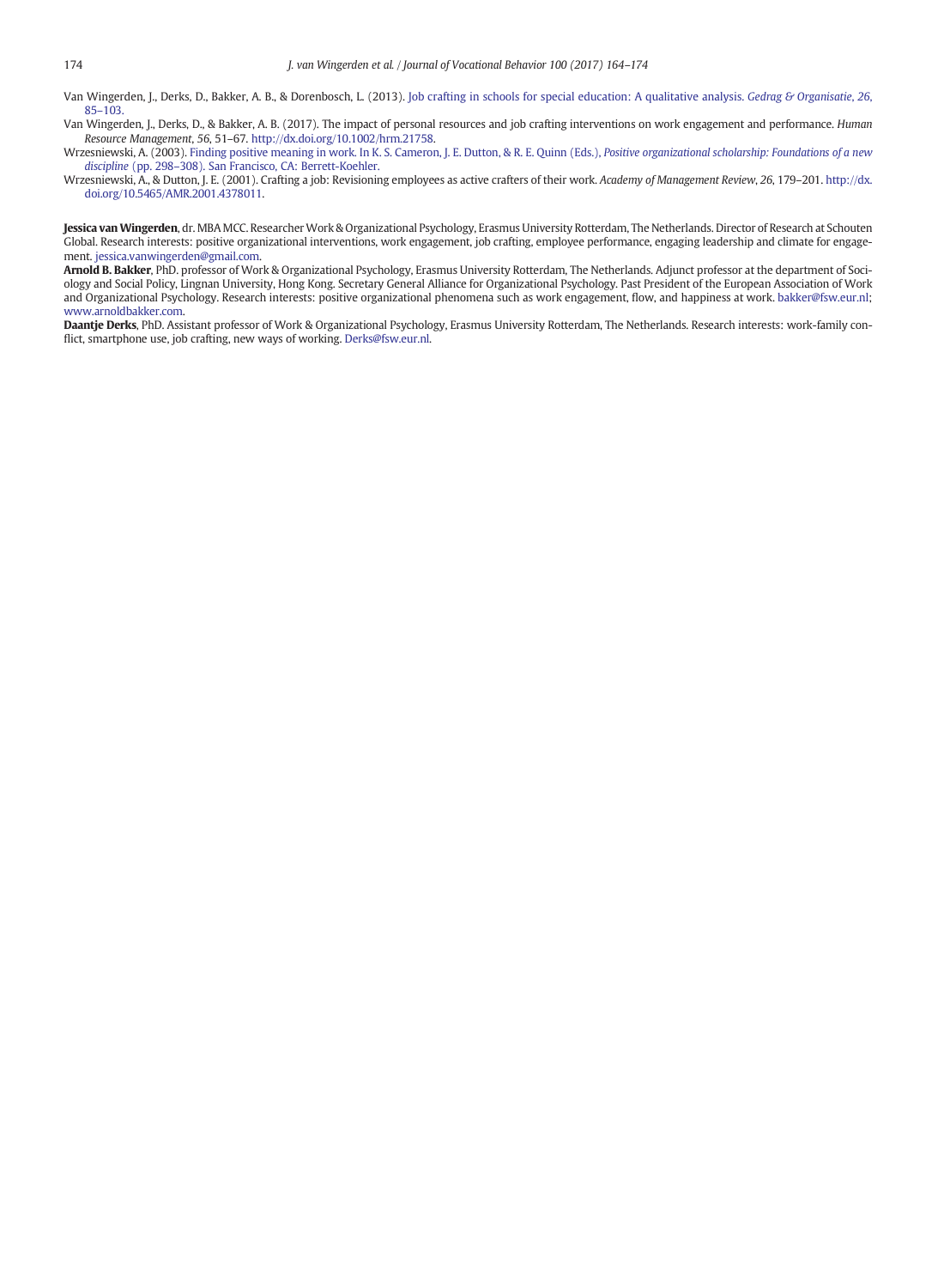Van Wingerden, J., Derks, D., Bakker, A. B., & Dorenbosch, L. (2013). Job crafting in schools for special education: A qualitative analysis. *Gedrag & Organisatie*, *26*, 85–103.

Van Wingerden, J., Derks, D., & Bakker, A. B. (2017). The impact of personal resources and job crafting interventions on work engagement and performance. *Human Resource Management*, *56*, 51–67. http://dx.doi.org/10.1002/hrm.21758.

Wrzesniewski, A. (2003). Finding positive meaning in work. In K. S. Cameron, J. E. Dutton, & R. E. Quinn (Eds.), *Positive organizational scholarship: Foundations of a new discipline* (pp. 298–308). San Francisco, CA: Berrett-Koehler.

Wrzesniewski, A., & Dutton, J. E. (2001). Crafting a job: Revisioning employees as active crafters of their work. *Academy of Management Review*, *26*, 179–201. http://dx.doi.org/10.5465/AMR.2001.4378011.

**Jessica van Wingerden**, dr. MBA MCC. Researcher Work & Organizational Psychology, Erasmus University Rotterdam, The Netherlands. Director of Research at Schouten Global. Research interests: positive organizational interventions, work engagement, job crafting, employee performance, engaging leadership and climate for engagement. jessica.vanwingerden@gmail.com.

**Arnold B. Bakker**, PhD. professor of Work & Organizational Psychology, Erasmus University Rotterdam, The Netherlands. Adjunct professor at the department of Sociology and Social Policy, Lingnan University, Hong Kong. Secretary General Alliance for Organizational Psychology. Past President of the European Association of Work and Organizational Psychology. Research interests: positive organizational phenomena such as work engagement, flow, and happiness at work. bakker@fsw.eur.nl; www.arnoldbakker.com.

**Daantje Derks**, PhD. Assistant professor of Work & Organizational Psychology, Erasmus University Rotterdam, The Netherlands. Research interests: work-family conflict, smartphone use, job crafting, new ways of working. Derks@fsw.eur.nl.